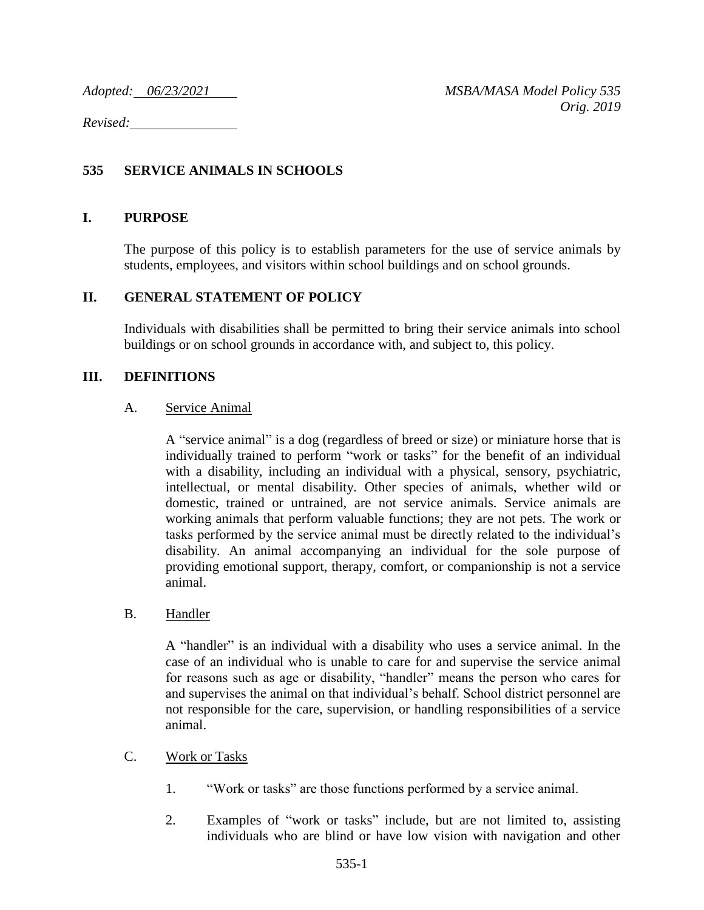*Adopted: 06/23/2021*

*Revised:*

*MSBA/MASA Model Policy 535*
*Orig. 2019*

# 535 SERVICE ANIMALS IN SCHOOLS

## I. PURPOSE

The purpose of this policy is to establish parameters for the use of service animals by students, employees, and visitors within school buildings and on school grounds.

## II. GENERAL STATEMENT OF POLICY

Individuals with disabilities shall be permitted to bring their service animals into school buildings or on school grounds in accordance with, and subject to, this policy.

## III. DEFINITIONS

### A. Service Animal

A "service animal" is a dog (regardless of breed or size) or miniature horse that is individually trained to perform "work or tasks" for the benefit of an individual with a disability, including an individual with a physical, sensory, psychiatric, intellectual, or mental disability. Other species of animals, whether wild or domestic, trained or untrained, are not service animals. Service animals are working animals that perform valuable functions; they are not pets. The work or tasks performed by the service animal must be directly related to the individual's disability. An animal accompanying an individual for the sole purpose of providing emotional support, therapy, comfort, or companionship is not a service animal.

### B. Handler

A "handler" is an individual with a disability who uses a service animal. In the case of an individual who is unable to care for and supervise the service animal for reasons such as age or disability, "handler" means the person who cares for and supervises the animal on that individual's behalf. School district personnel are not responsible for the care, supervision, or handling responsibilities of a service animal.

### C. Work or Tasks

1. "Work or tasks" are those functions performed by a service animal.

2. Examples of "work or tasks" include, but are not limited to, assisting individuals who are blind or have low vision with navigation and other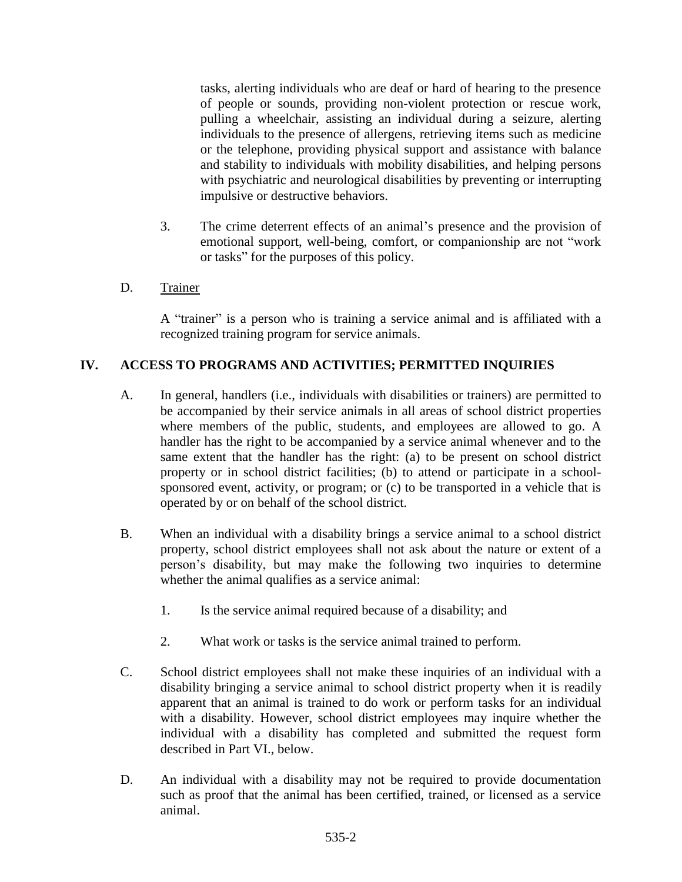tasks, alerting individuals who are deaf or hard of hearing to the presence of people or sounds, providing non-violent protection or rescue work, pulling a wheelchair, assisting an individual during a seizure, alerting individuals to the presence of allergens, retrieving items such as medicine or the telephone, providing physical support and assistance with balance and stability to individuals with mobility disabilities, and helping persons with psychiatric and neurological disabilities by preventing or interrupting impulsive or destructive behaviors.

3. The crime deterrent effects of an animal's presence and the provision of emotional support, well-being, comfort, or companionship are not "work or tasks" for the purposes of this policy.

D. Trainer

A "trainer" is a person who is training a service animal and is affiliated with a recognized training program for service animals.

## IV. ACCESS TO PROGRAMS AND ACTIVITIES; PERMITTED INQUIRIES

A. In general, handlers (i.e., individuals with disabilities or trainers) are permitted to be accompanied by their service animals in all areas of school district properties where members of the public, students, and employees are allowed to go. A handler has the right to be accompanied by a service animal whenever and to the same extent that the handler has the right: (a) to be present on school district property or in school district facilities; (b) to attend or participate in a school-sponsored event, activity, or program; or (c) to be transported in a vehicle that is operated by or on behalf of the school district.

B. When an individual with a disability brings a service animal to a school district property, school district employees shall not ask about the nature or extent of a person's disability, but may make the following two inquiries to determine whether the animal qualifies as a service animal:

1. Is the service animal required because of a disability; and

2. What work or tasks is the service animal trained to perform.

C. School district employees shall not make these inquiries of an individual with a disability bringing a service animal to school district property when it is readily apparent that an animal is trained to do work or perform tasks for an individual with a disability. However, school district employees may inquire whether the individual with a disability has completed and submitted the request form described in Part VI., below.

D. An individual with a disability may not be required to provide documentation such as proof that the animal has been certified, trained, or licensed as a service animal.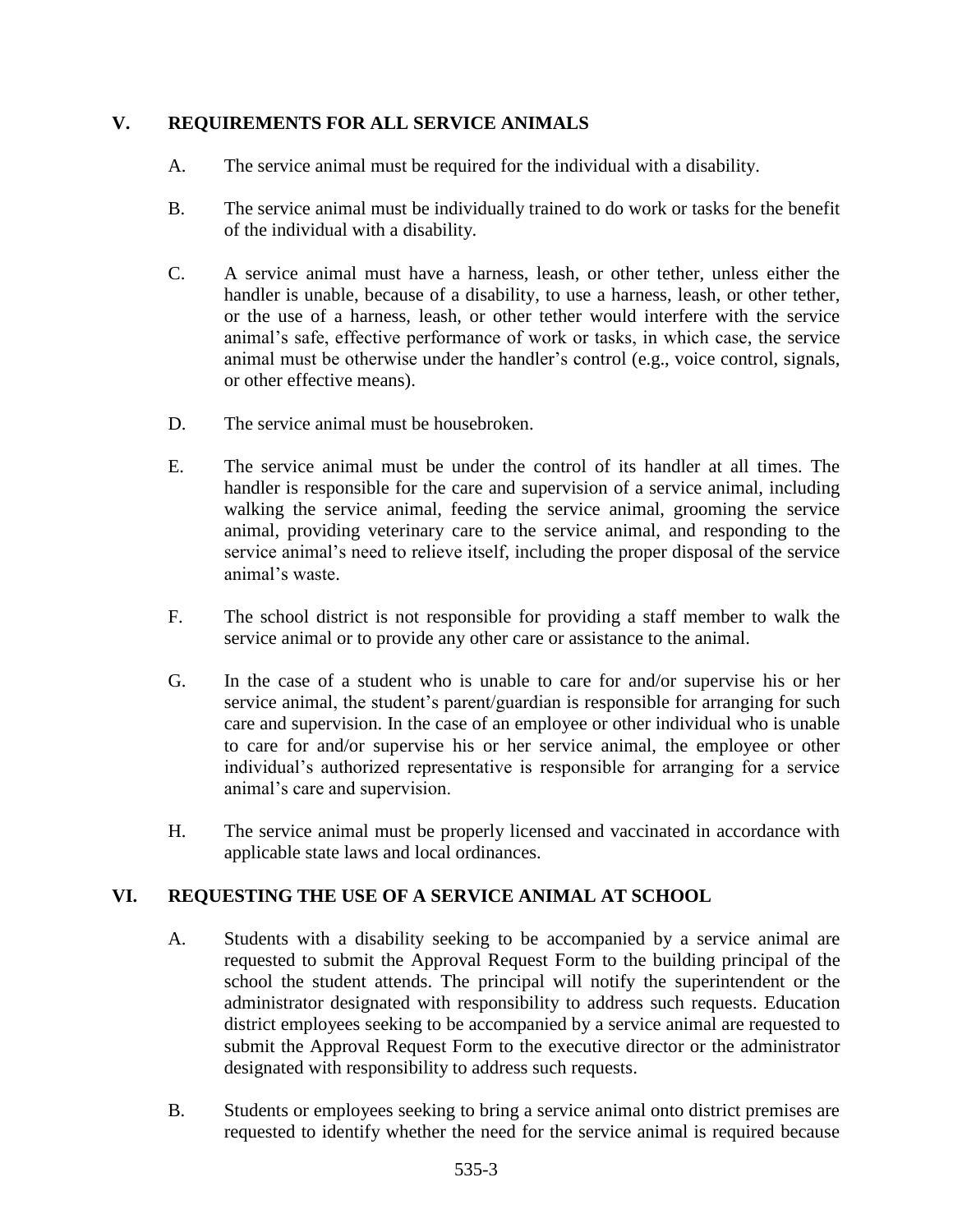## V. REQUIREMENTS FOR ALL SERVICE ANIMALS

A. The service animal must be required for the individual with a disability.

B. The service animal must be individually trained to do work or tasks for the benefit of the individual with a disability.

C. A service animal must have a harness, leash, or other tether, unless either the handler is unable, because of a disability, to use a harness, leash, or other tether, or the use of a harness, leash, or other tether would interfere with the service animal's safe, effective performance of work or tasks, in which case, the service animal must be otherwise under the handler's control (e.g., voice control, signals, or other effective means).

D. The service animal must be housebroken.

E. The service animal must be under the control of its handler at all times. The handler is responsible for the care and supervision of a service animal, including walking the service animal, feeding the service animal, grooming the service animal, providing veterinary care to the service animal, and responding to the service animal's need to relieve itself, including the proper disposal of the service animal's waste.

F. The school district is not responsible for providing a staff member to walk the service animal or to provide any other care or assistance to the animal.

G. In the case of a student who is unable to care for and/or supervise his or her service animal, the student's parent/guardian is responsible for arranging for such care and supervision. In the case of an employee or other individual who is unable to care for and/or supervise his or her service animal, the employee or other individual's authorized representative is responsible for arranging for a service animal's care and supervision.

H. The service animal must be properly licensed and vaccinated in accordance with applicable state laws and local ordinances.

## VI. REQUESTING THE USE OF A SERVICE ANIMAL AT SCHOOL

A. Students with a disability seeking to be accompanied by a service animal are requested to submit the Approval Request Form to the building principal of the school the student attends. The principal will notify the superintendent or the administrator designated with responsibility to address such requests. Education district employees seeking to be accompanied by a service animal are requested to submit the Approval Request Form to the executive director or the administrator designated with responsibility to address such requests.

B. Students or employees seeking to bring a service animal onto district premises are requested to identify whether the need for the service animal is required because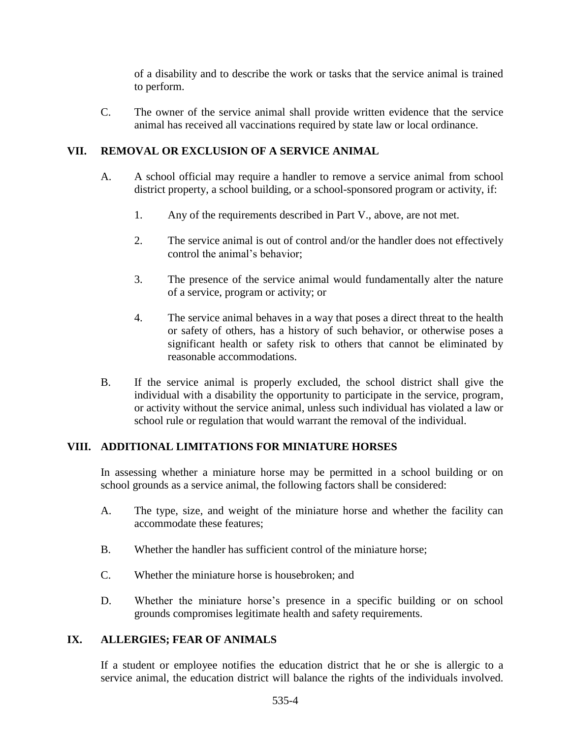of a disability and to describe the work or tasks that the service animal is trained to perform.

C. The owner of the service animal shall provide written evidence that the service animal has received all vaccinations required by state law or local ordinance.

## VII. REMOVAL OR EXCLUSION OF A SERVICE ANIMAL

A. A school official may require a handler to remove a service animal from school district property, a school building, or a school-sponsored program or activity, if:

1. Any of the requirements described in Part V., above, are not met.

2. The service animal is out of control and/or the handler does not effectively control the animal's behavior;

3. The presence of the service animal would fundamentally alter the nature of a service, program or activity; or

4. The service animal behaves in a way that poses a direct threat to the health or safety of others, has a history of such behavior, or otherwise poses a significant health or safety risk to others that cannot be eliminated by reasonable accommodations.

B. If the service animal is properly excluded, the school district shall give the individual with a disability the opportunity to participate in the service, program, or activity without the service animal, unless such individual has violated a law or school rule or regulation that would warrant the removal of the individual.

## VIII. ADDITIONAL LIMITATIONS FOR MINIATURE HORSES

In assessing whether a miniature horse may be permitted in a school building or on school grounds as a service animal, the following factors shall be considered:

A. The type, size, and weight of the miniature horse and whether the facility can accommodate these features;

B. Whether the handler has sufficient control of the miniature horse;

C. Whether the miniature horse is housebroken; and

D. Whether the miniature horse's presence in a specific building or on school grounds compromises legitimate health and safety requirements.

## IX. ALLERGIES; FEAR OF ANIMALS

If a student or employee notifies the education district that he or she is allergic to a service animal, the education district will balance the rights of the individuals involved.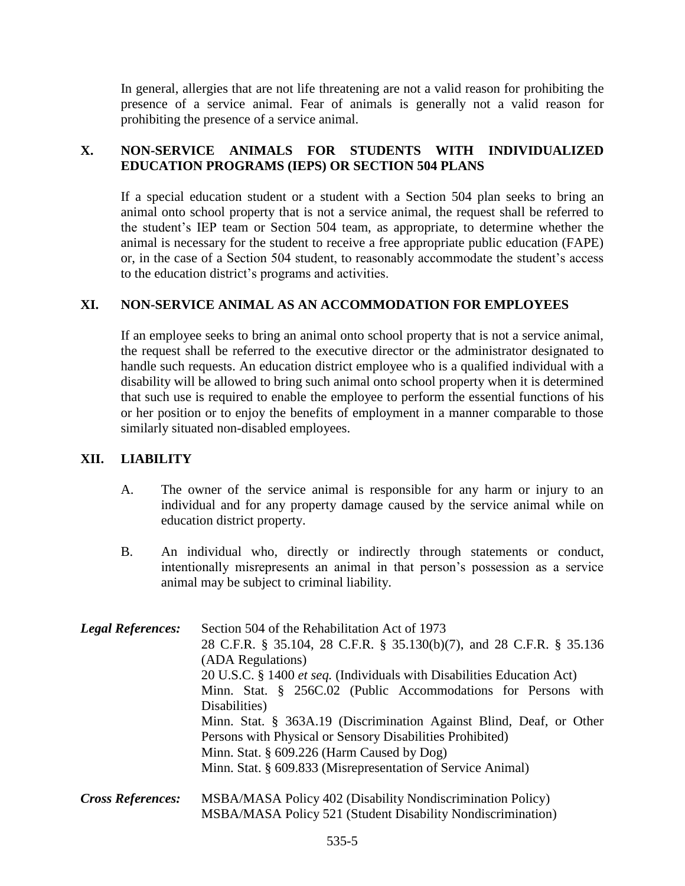In general, allergies that are not life threatening are not a valid reason for prohibiting the presence of a service animal. Fear of animals is generally not a valid reason for prohibiting the presence of a service animal.

## X. NON-SERVICE ANIMALS FOR STUDENTS WITH INDIVIDUALIZED EDUCATION PROGRAMS (IEPS) OR SECTION 504 PLANS

If a special education student or a student with a Section 504 plan seeks to bring an animal onto school property that is not a service animal, the request shall be referred to the student's IEP team or Section 504 team, as appropriate, to determine whether the animal is necessary for the student to receive a free appropriate public education (FAPE) or, in the case of a Section 504 student, to reasonably accommodate the student's access to the education district's programs and activities.

## XI. NON-SERVICE ANIMAL AS AN ACCOMMODATION FOR EMPLOYEES

If an employee seeks to bring an animal onto school property that is not a service animal, the request shall be referred to the executive director or the administrator designated to handle such requests. An education district employee who is a qualified individual with a disability will be allowed to bring such animal onto school property when it is determined that such use is required to enable the employee to perform the essential functions of his or her position or to enjoy the benefits of employment in a manner comparable to those similarly situated non-disabled employees.

## XII. LIABILITY

A. The owner of the service animal is responsible for any harm or injury to an individual and for any property damage caused by the service animal while on education district property.

B. An individual who, directly or indirectly through statements or conduct, intentionally misrepresents an animal in that person's possession as a service animal may be subject to criminal liability.

***Legal References:***
Section 504 of the Rehabilitation Act of 1973
28 C.F.R. § 35.104, 28 C.F.R. § 35.130(b)(7), and 28 C.F.R. § 35.136 (ADA Regulations)
20 U.S.C. § 1400 *et seq.* (Individuals with Disabilities Education Act)
Minn. Stat. § 256C.02 (Public Accommodations for Persons with Disabilities)
Minn. Stat. § 363A.19 (Discrimination Against Blind, Deaf, or Other Persons with Physical or Sensory Disabilities Prohibited)
Minn. Stat. § 609.226 (Harm Caused by Dog)
Minn. Stat. § 609.833 (Misrepresentation of Service Animal)

***Cross References:***
MSBA/MASA Policy 402 (Disability Nondiscrimination Policy)
MSBA/MASA Policy 521 (Student Disability Nondiscrimination)